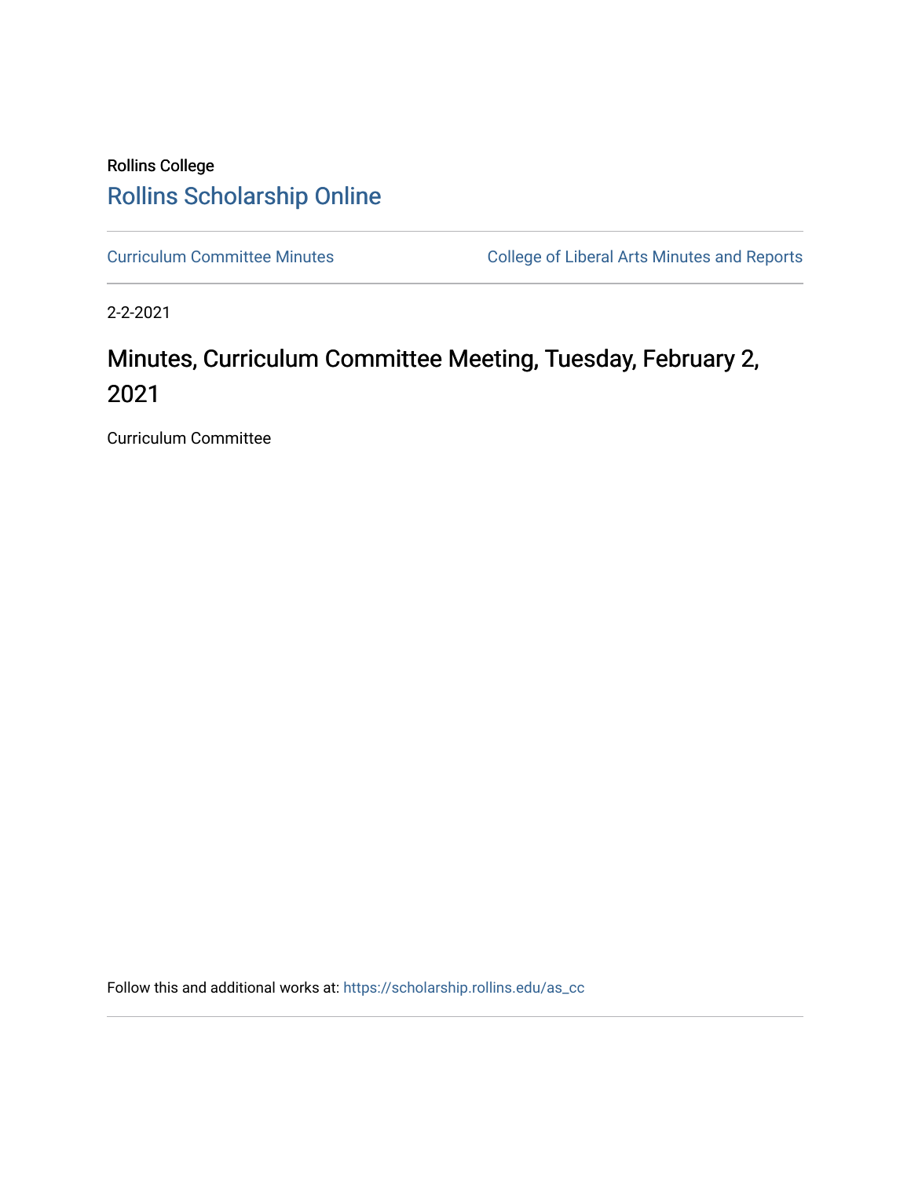Rollins College

Rollins Scholarship Online

Curriculum Committee Minutes | College of Liberal Arts Minutes and Reports

2-2-2021

# Minutes, Curriculum Committee Meeting, Tuesday, February 2, 2021

Curriculum Committee

Follow this and additional works at: https://scholarship.rollins.edu/as_cc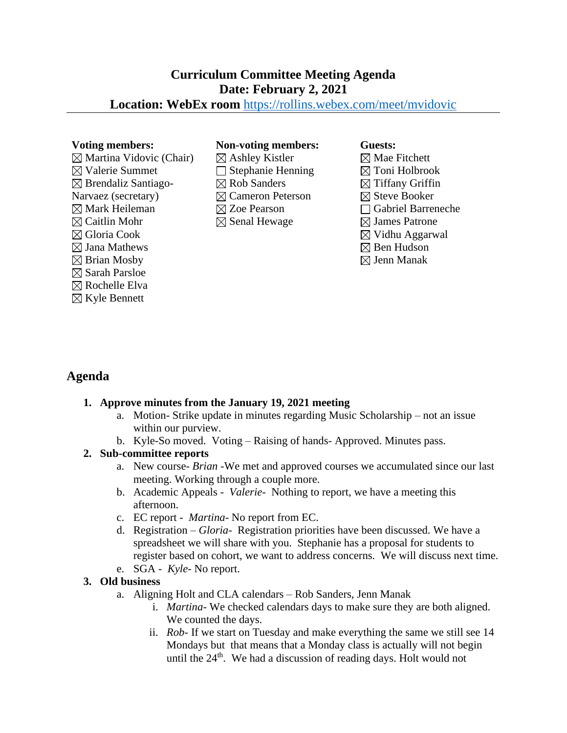# Curriculum Committee Meeting Agenda
## Date: February 2, 2021
## Location: WebEx room https://rollins.webex.com/meet/mvidovic

**Voting members:**
☒ Martina Vidovic (Chair)
☒ Valerie Summet
☒ Brendaliz Santiago-Narvaez (secretary)
☒ Mark Heileman
☒ Caitlin Mohr
☒ Gloria Cook
☒ Jana Mathews
☒ Brian Mosby
☒ Sarah Parsloe
☒ Rochelle Elva
☒ Kyle Bennett

**Non-voting members:**
☒ Ashley Kistler
☐ Stephanie Henning
☒ Rob Sanders
☒ Cameron Peterson
☒ Zoe Pearson
☒ Senal Hewage

**Guests:**
☒ Mae Fitchett
☒ Toni Holbrook
☒ Tiffany Griffin
☒ Steve Booker
☐ Gabriel Barreneche
☒ James Patrone
☒ Vidhu Aggarwal
☒ Ben Hudson
☒ Jenn Manak

## Agenda

1. **Approve minutes from the January 19, 2021 meeting**
   a. Motion- Strike update in minutes regarding Music Scholarship – not an issue within our purview.
   b. Kyle-So moved. Voting – Raising of hands- Approved. Minutes pass.
2. **Sub-committee reports**
   a. New course- *Brian* -We met and approved courses we accumulated since our last meeting. Working through a couple more.
   b. Academic Appeals - *Valerie*- Nothing to report, we have a meeting this afternoon.
   c. EC report - *Martina*- No report from EC.
   d. Registration – *Gloria*- Registration priorities have been discussed. We have a spreadsheet we will share with you. Stephanie has a proposal for students to register based on cohort, we want to address concerns. We will discuss next time.
   e. SGA - *Kyle*- No report.
3. **Old business**
   a. Aligning Holt and CLA calendars – Rob Sanders, Jenn Manak
      i. *Martina*- We checked calendars days to make sure they are both aligned. We counted the days.
      ii. *Rob*- If we start on Tuesday and make everything the same we still see 14 Mondays but that means that a Monday class is actually will not begin until the 24th. We had a discussion of reading days. Holt would not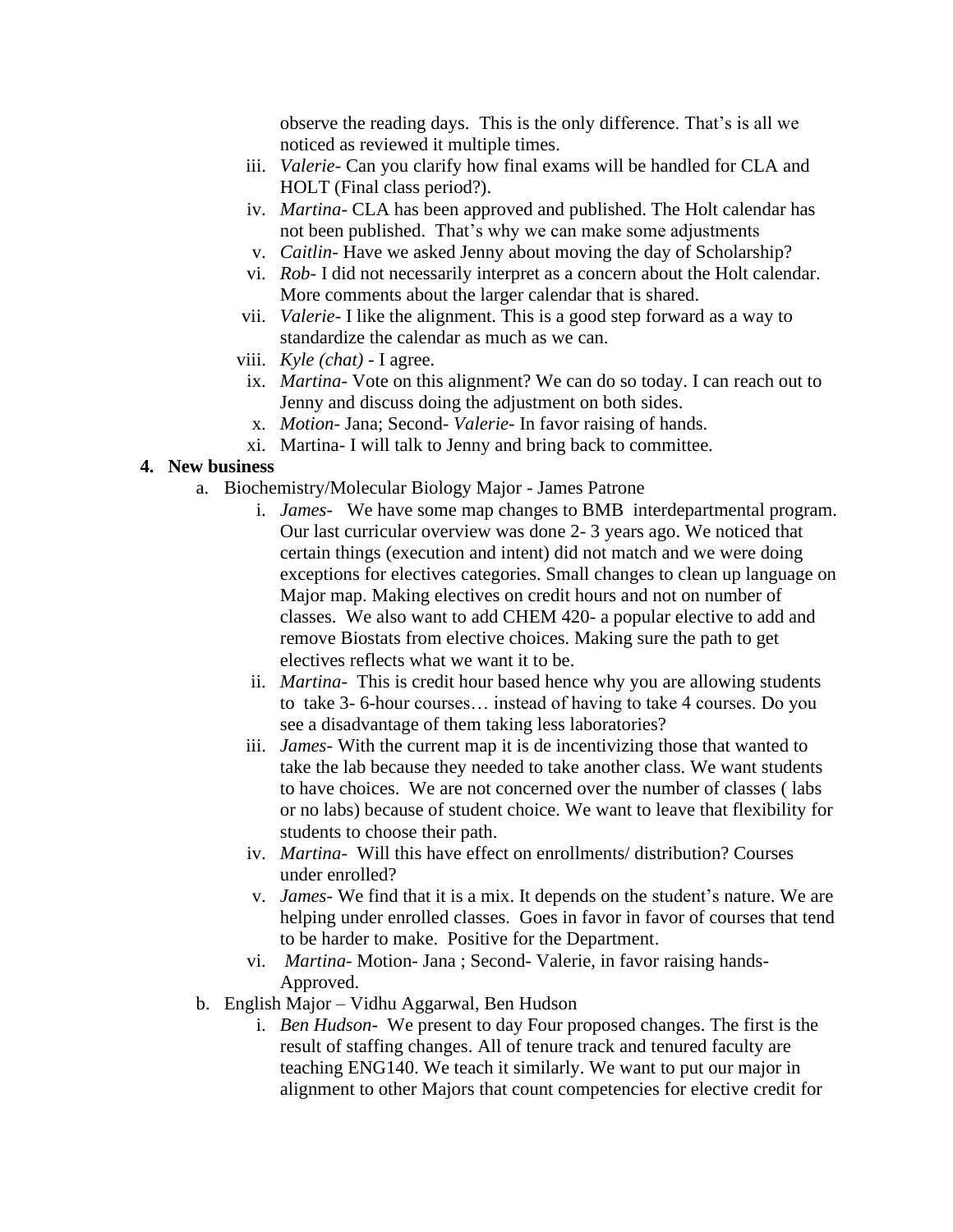observe the reading days.  This is the only difference. That's is all we noticed as reviewed it multiple times.

iii. *Valerie*- Can you clarify how final exams will be handled for CLA and HOLT (Final class period?).
iv. *Martina*- CLA has been approved and published. The Holt calendar has not been published.  That's why we can make some adjustments
v. *Caitlin*- Have we asked Jenny about moving the day of Scholarship?
vi. *Rob*- I did not necessarily interpret as a concern about the Holt calendar. More comments about the larger calendar that is shared.
vii. *Valerie*- I like the alignment. This is a good step forward as a way to standardize the calendar as much as we can.
viii. *Kyle (chat)* - I agree.
ix. *Martina*- Vote on this alignment? We can do so today. I can reach out to Jenny and discuss doing the adjustment on both sides.
x. *Motion*- Jana; Second- *Valerie*- In favor raising of hands.
xi. Martina- I will talk to Jenny and bring back to committee.

**4. New business**

a. Biochemistry/Molecular Biology Major - James Patrone

i. *James*-   We have some map changes to BMB  interdepartmental program. Our last curricular overview was done 2- 3 years ago. We noticed that certain things (execution and intent) did not match and we were doing exceptions for electives categories. Small changes to clean up language on Major map. Making electives on credit hours and not on number of classes.  We also want to add CHEM 420- a popular elective to add and remove Biostats from elective choices. Making sure the path to get electives reflects what we want it to be.
ii. *Martina*-  This is credit hour based hence why you are allowing students to  take 3- 6-hour courses… instead of having to take 4 courses. Do you see a disadvantage of them taking less laboratories?
iii. *James*- With the current map it is de incentivizing those that wanted to take the lab because they needed to take another class. We want students to have choices.  We are not concerned over the number of classes ( labs or no labs) because of student choice. We want to leave that flexibility for students to choose their path.
iv. *Martina*-  Will this have effect on enrollments/ distribution? Courses under enrolled?
v. *James*- We find that it is a mix. It depends on the student's nature. We are helping under enrolled classes.  Goes in favor in favor of courses that tend to be harder to make.  Positive for the Department.
vi. *Martina*- Motion- Jana ; Second- Valerie, in favor raising hands- Approved.

b. English Major – Vidhu Aggarwal, Ben Hudson

i. *Ben Hudson*-  We present to day Four proposed changes. The first is the result of staffing changes. All of tenure track and tenured faculty are teaching ENG140. We teach it similarly. We want to put our major in alignment to other Majors that count competencies for elective credit for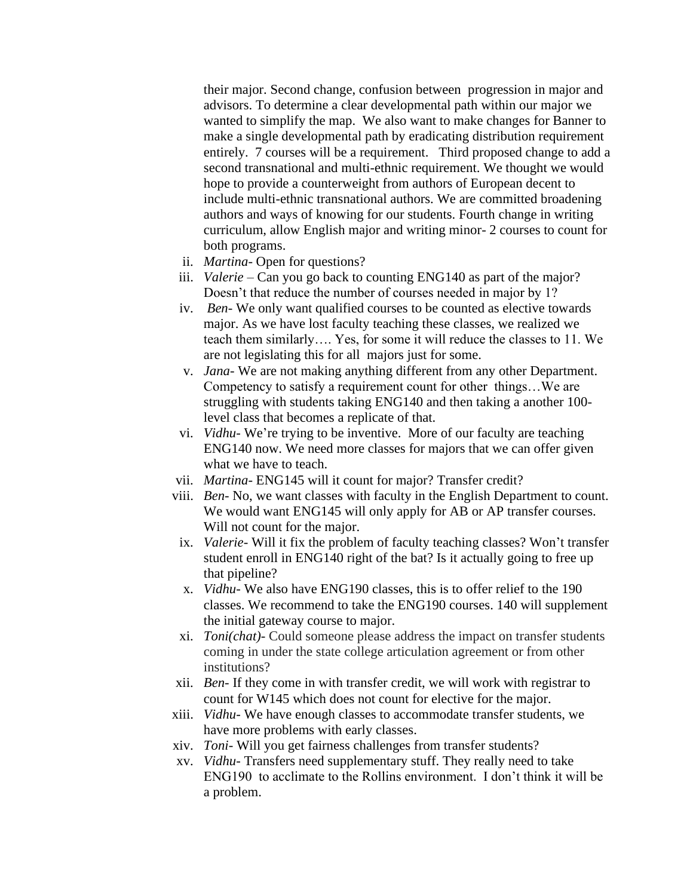their major. Second change, confusion between progression in major and advisors. To determine a clear developmental path within our major we wanted to simplify the map. We also want to make changes for Banner to make a single developmental path by eradicating distribution requirement entirely. 7 courses will be a requirement. Third proposed change to add a second transnational and multi-ethnic requirement. We thought we would hope to provide a counterweight from authors of European decent to include multi-ethnic transnational authors. We are committed broadening authors and ways of knowing for our students. Fourth change in writing curriculum, allow English major and writing minor- 2 courses to count for both programs.

ii. *Martina*- Open for questions?

iii. *Valerie* – Can you go back to counting ENG140 as part of the major? Doesn't that reduce the number of courses needed in major by 1?

iv. *Ben*- We only want qualified courses to be counted as elective towards major. As we have lost faculty teaching these classes, we realized we teach them similarly…. Yes, for some it will reduce the classes to 11. We are not legislating this for all majors just for some.

v. *Jana*- We are not making anything different from any other Department. Competency to satisfy a requirement count for other things…We are struggling with students taking ENG140 and then taking a another 100-level class that becomes a replicate of that.

vi. *Vidhu*- We're trying to be inventive. More of our faculty are teaching ENG140 now. We need more classes for majors that we can offer given what we have to teach.

vii. *Martina*- ENG145 will it count for major? Transfer credit?

viii. *Ben*- No, we want classes with faculty in the English Department to count. We would want ENG145 will only apply for AB or AP transfer courses. Will not count for the major.

ix. *Valerie*- Will it fix the problem of faculty teaching classes? Won't transfer student enroll in ENG140 right of the bat? Is it actually going to free up that pipeline?

x. *Vidhu*- We also have ENG190 classes, this is to offer relief to the 190 classes. We recommend to take the ENG190 courses. 140 will supplement the initial gateway course to major.

xi. *Toni(chat)*- Could someone please address the impact on transfer students coming in under the state college articulation agreement or from other institutions?

xii. *Ben*- If they come in with transfer credit, we will work with registrar to count for W145 which does not count for elective for the major.

xiii. *Vidhu*- We have enough classes to accommodate transfer students, we have more problems with early classes.

xiv. *Toni*- Will you get fairness challenges from transfer students?

xv. *Vidhu*- Transfers need supplementary stuff. They really need to take ENG190 to acclimate to the Rollins environment. I don't think it will be a problem.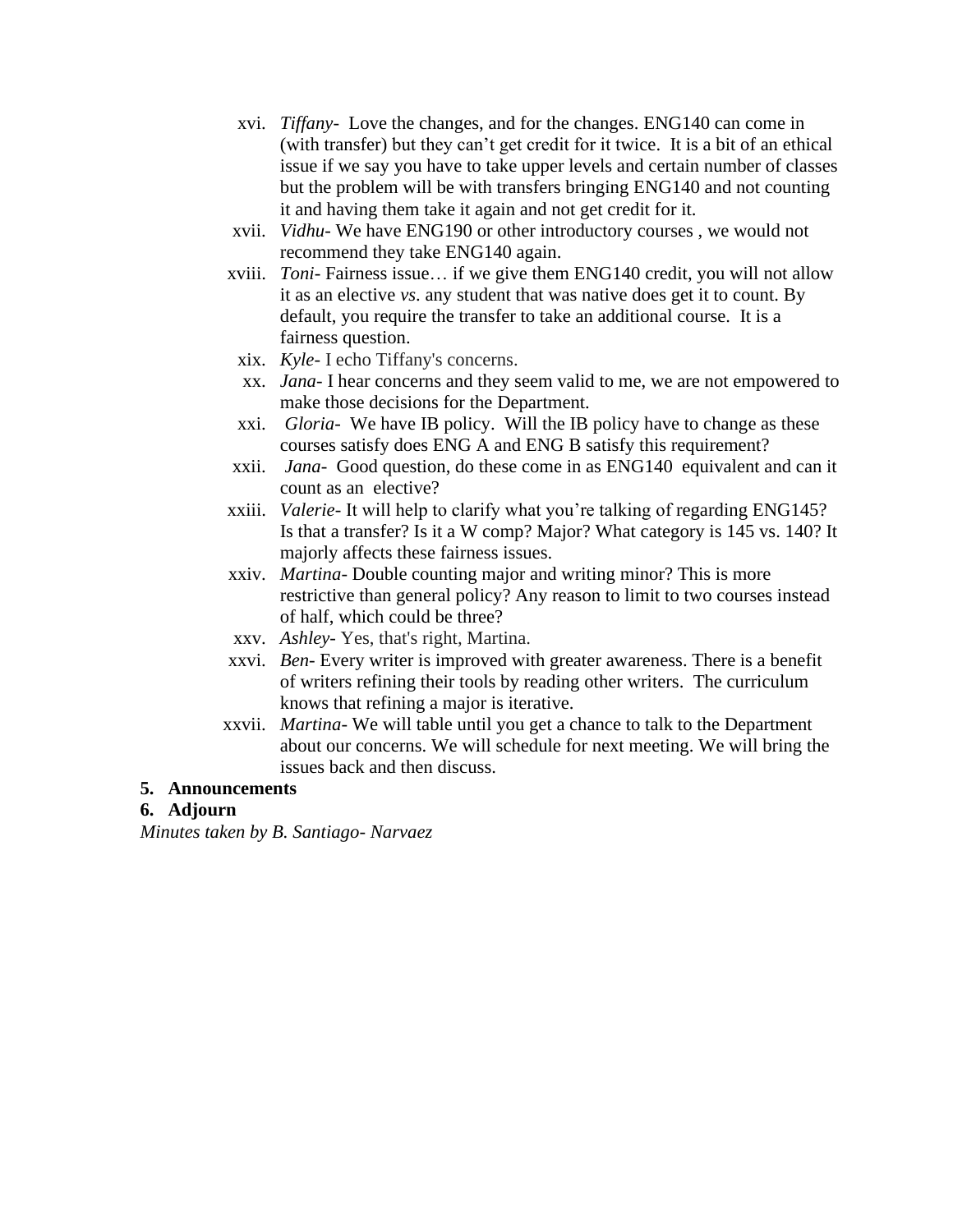xvi. *Tiffany*- Love the changes, and for the changes. ENG140 can come in (with transfer) but they can't get credit for it twice. It is a bit of an ethical issue if we say you have to take upper levels and certain number of classes but the problem will be with transfers bringing ENG140 and not counting it and having them take it again and not get credit for it.

xvii. *Vidhu*- We have ENG190 or other introductory courses , we would not recommend they take ENG140 again.

xviii. *Toni*- Fairness issue… if we give them ENG140 credit, you will not allow it as an elective *vs*. any student that was native does get it to count. By default, you require the transfer to take an additional course. It is a fairness question.

xix. *Kyle*- I echo Tiffany's concerns.

xx. *Jana*- I hear concerns and they seem valid to me, we are not empowered to make those decisions for the Department.

xxi. *Gloria*- We have IB policy. Will the IB policy have to change as these courses satisfy does ENG A and ENG B satisfy this requirement?

xxii. *Jana*- Good question, do these come in as ENG140 equivalent and can it count as an elective?

xxiii. *Valerie*- It will help to clarify what you're talking of regarding ENG145? Is that a transfer? Is it a W comp? Major? What category is 145 vs. 140? It majorly affects these fairness issues.

xxiv. *Martina*- Double counting major and writing minor? This is more restrictive than general policy? Any reason to limit to two courses instead of half, which could be three?

xxv. *Ashley*- Yes, that's right, Martina.

xxvi. *Ben*- Every writer is improved with greater awareness. There is a benefit of writers refining their tools by reading other writers. The curriculum knows that refining a major is iterative.

xxvii. *Martina*- We will table until you get a chance to talk to the Department about our concerns. We will schedule for next meeting. We will bring the issues back and then discuss.

5. **Announcements**
6. **Adjourn**

*Minutes taken by B. Santiago- Narvaez*